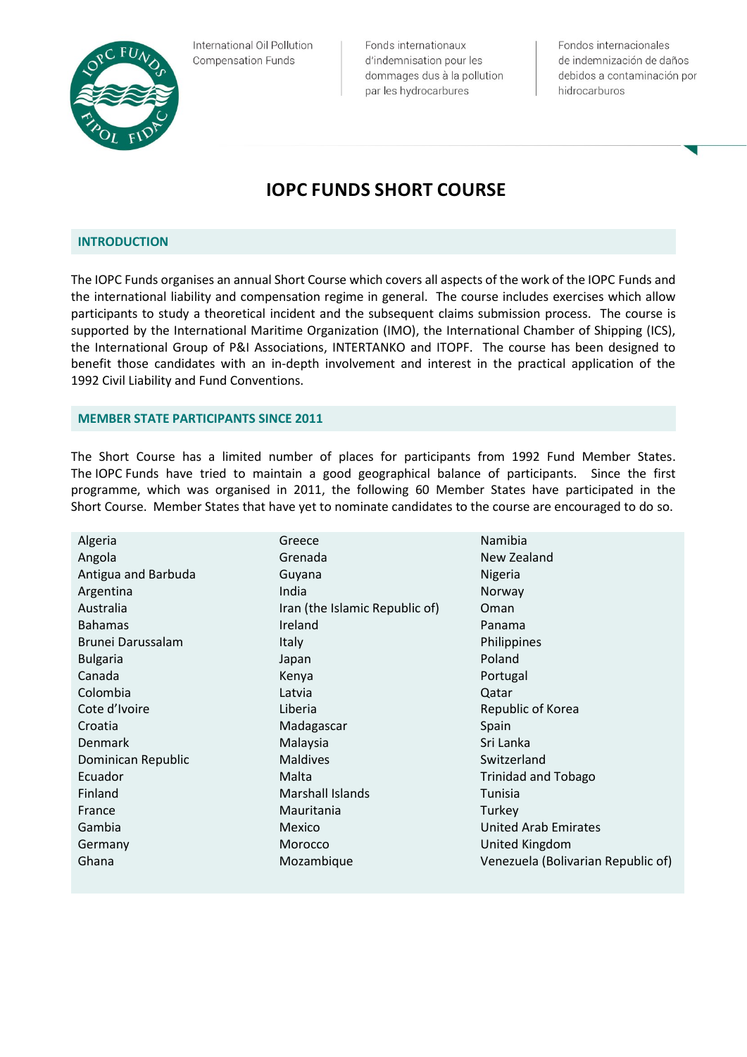International Oil Pollution Compensation Funds

Fonds internationaux d'indemnisation pour les dommages dus à la pollution par les hydrocarbures

Fondos internacionales de indemnización de daños debidos a contaminación por hidrocarburos

# IOPC FUNDS SHORT COURSE

## INTRODUCTION

The IOPC Funds organises an annual Short Course which covers all aspects of the work of the IOPC Funds and the international liability and compensation regime in general. The course includes exercises which allow participants to study a theoretical incident and the subsequent claims submission process. The course is supported by the International Maritime Organization (IMO), the International Chamber of Shipping (ICS), the International Group of P&I Associations, INTERTANKO and ITOPF. The course has been designed to benefit those candidates with an in-depth involvement and interest in the practical application of the 1992 Civil Liability and Fund Conventions.

## MEMBER STATE PARTICIPANTS SINCE 2011

The Short Course has a limited number of places for participants from 1992 Fund Member States. The IOPC Funds have tried to maintain a good geographical balance of participants. Since the first programme, which was organised in 2011, the following 60 Member States have participated in the Short Course. Member States that have yet to nominate candidates to the course are encouraged to do so.

Algeria
Angola
Antigua and Barbuda
Argentina
Australia
Bahamas
Brunei Darussalam
Bulgaria
Canada
Colombia
Cote d'Ivoire
Croatia
Denmark
Dominican Republic
Ecuador
Finland
France
Gambia
Germany
Ghana
Greece
Grenada
Guyana
India
Iran (the Islamic Republic of)
Ireland
Italy
Japan
Kenya
Latvia
Liberia
Madagascar
Malaysia
Maldives
Malta
Marshall Islands
Mauritania
Mexico
Morocco
Mozambique
Namibia
New Zealand
Nigeria
Norway
Oman
Panama
Philippines
Poland
Portugal
Qatar
Republic of Korea
Spain
Sri Lanka
Switzerland
Trinidad and Tobago
Tunisia
Turkey
United Arab Emirates
United Kingdom
Venezuela (Bolivarian Republic of)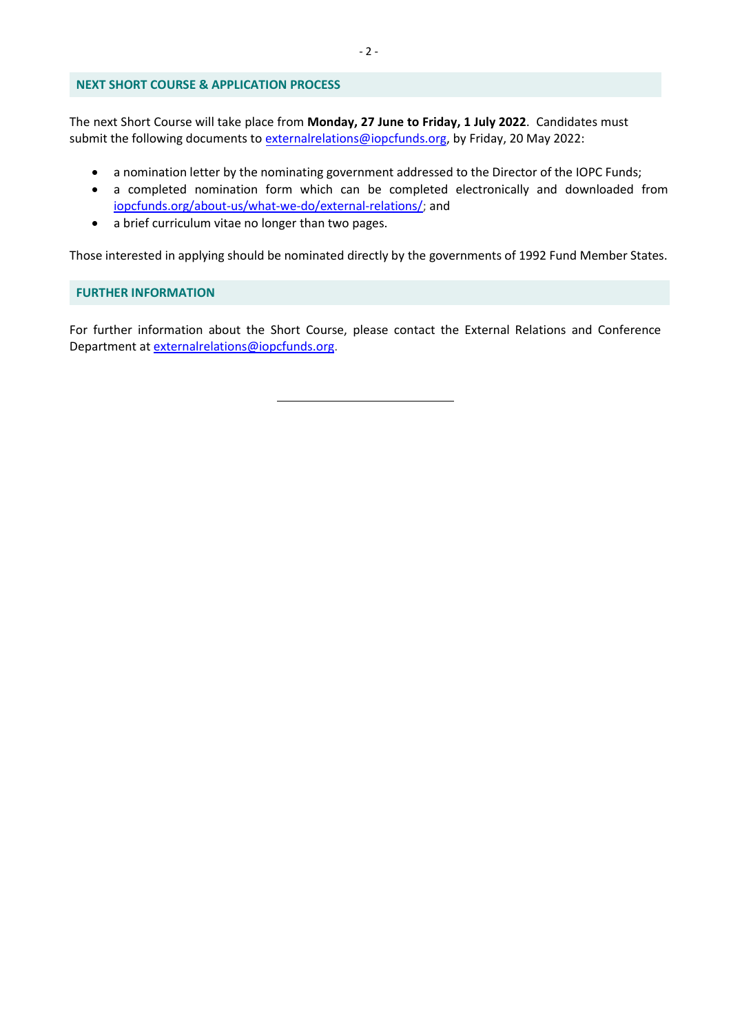## NEXT SHORT COURSE & APPLICATION PROCESS

The next Short Course will take place from **Monday, 27 June to Friday, 1 July 2022**. Candidates must submit the following documents to externalrelations@iopcfunds.org, by Friday, 20 May 2022:

- a nomination letter by the nominating government addressed to the Director of the IOPC Funds;
- a completed nomination form which can be completed electronically and downloaded from iopcfunds.org/about-us/what-we-do/external-relations/; and
- a brief curriculum vitae no longer than two pages.

Those interested in applying should be nominated directly by the governments of 1992 Fund Member States.

## FURTHER INFORMATION

For further information about the Short Course, please contact the External Relations and Conference Department at externalrelations@iopcfunds.org.